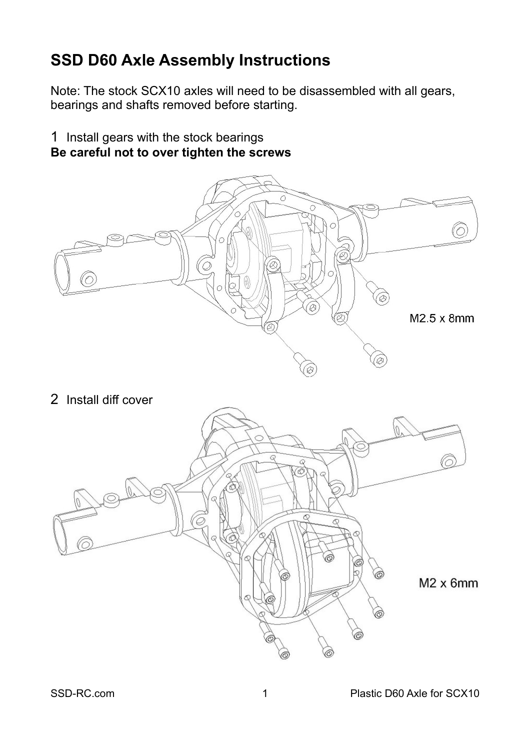# SSD D60 Axle Assembly Instructions

Note: The stock SCX10 axles will need to be disassembled with all gears, bearings and shafts removed before starting.

1 Install gears with the stock bearings

**Be careful not to over tighten the screws**

M2.5 x 8mm

2 Install diff cover

M2 x 6mm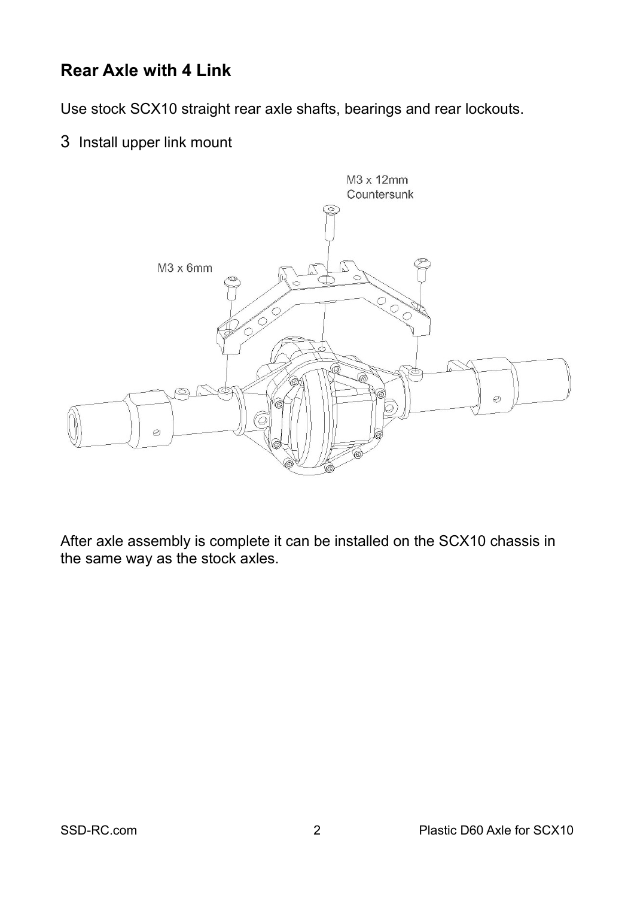## Rear Axle with 4 Link

Use stock SCX10 straight rear axle shafts, bearings and rear lockouts.

3 Install upper link mount

M3 x 12mm Countersunk

M3 x 6mm

After axle assembly is complete it can be installed on the SCX10 chassis in the same way as the stock axles.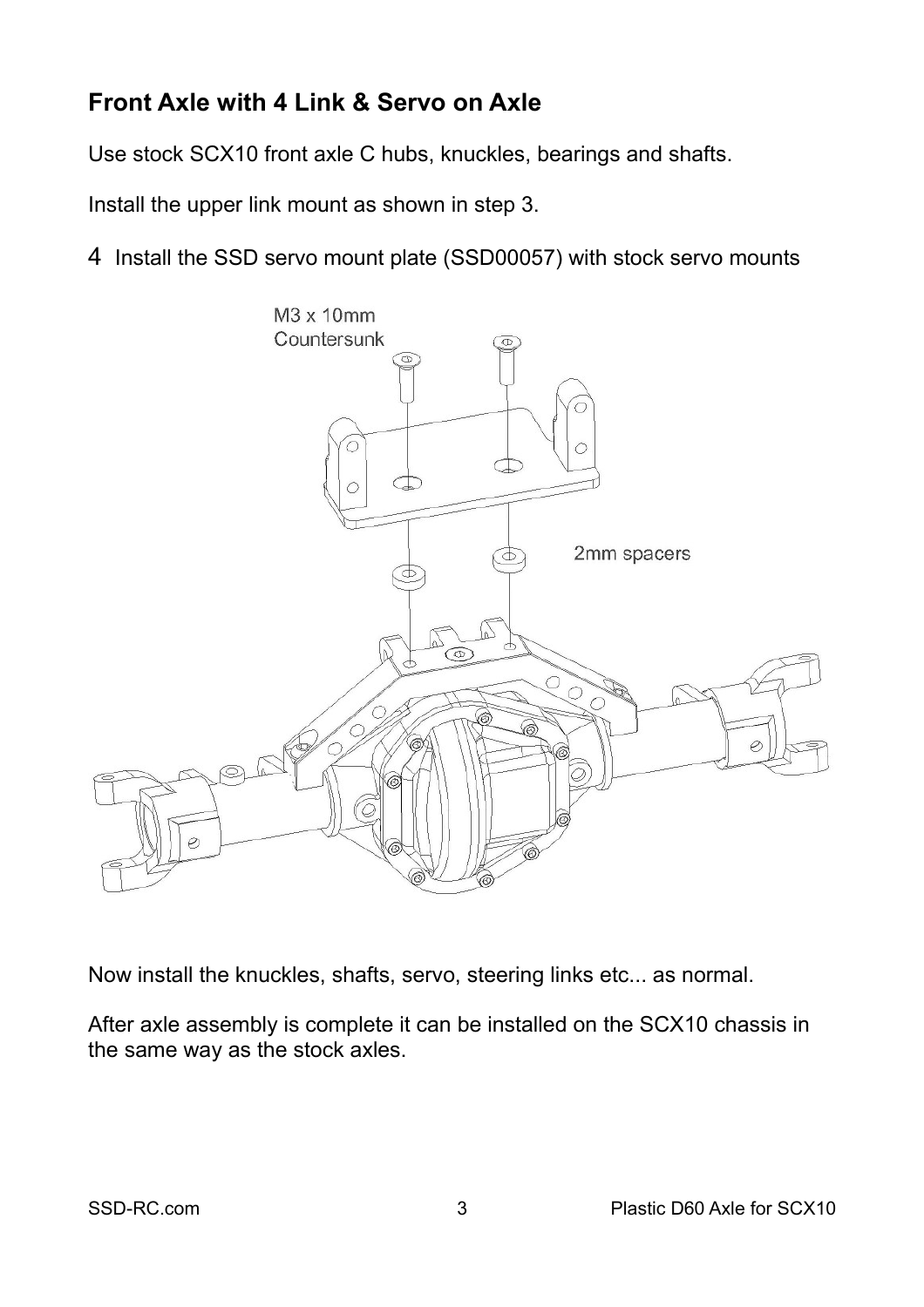## Front Axle with 4 Link & Servo on Axle

Use stock SCX10 front axle C hubs, knuckles, bearings and shafts.

Install the upper link mount as shown in step 3.

4 Install the SSD servo mount plate (SSD00057) with stock servo mounts

M3 x 10mm Countersunk

2mm spacers

Now install the knuckles, shafts, servo, steering links etc... as normal.

After axle assembly is complete it can be installed on the SCX10 chassis in the same way as the stock axles.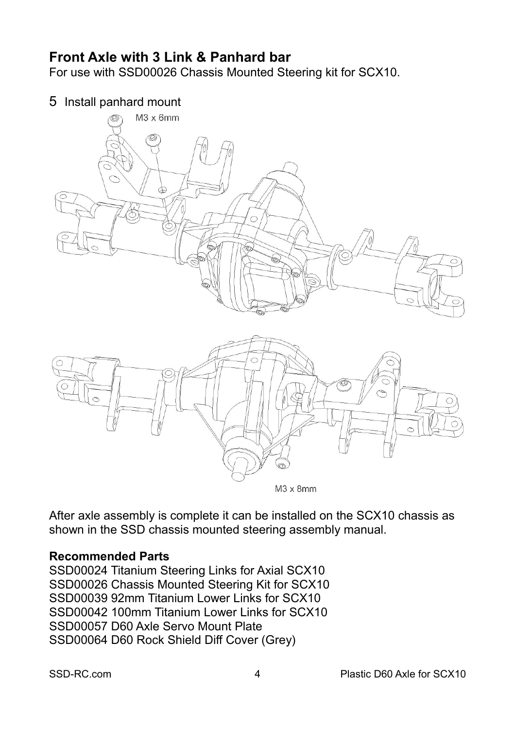## Front Axle with 3 Link & Panhard bar

For use with SSD00026 Chassis Mounted Steering kit for SCX10.

5 Install panhard mount

M3 x 6mm

M3 x 8mm

After axle assembly is complete it can be installed on the SCX10 chassis as shown in the SSD chassis mounted steering assembly manual.

**Recommended Parts**

SSD00024 Titanium Steering Links for Axial SCX10
SSD00026 Chassis Mounted Steering Kit for SCX10
SSD00039 92mm Titanium Lower Links for SCX10
SSD00042 100mm Titanium Lower Links for SCX10
SSD00057 D60 Axle Servo Mount Plate
SSD00064 D60 Rock Shield Diff Cover (Grey)